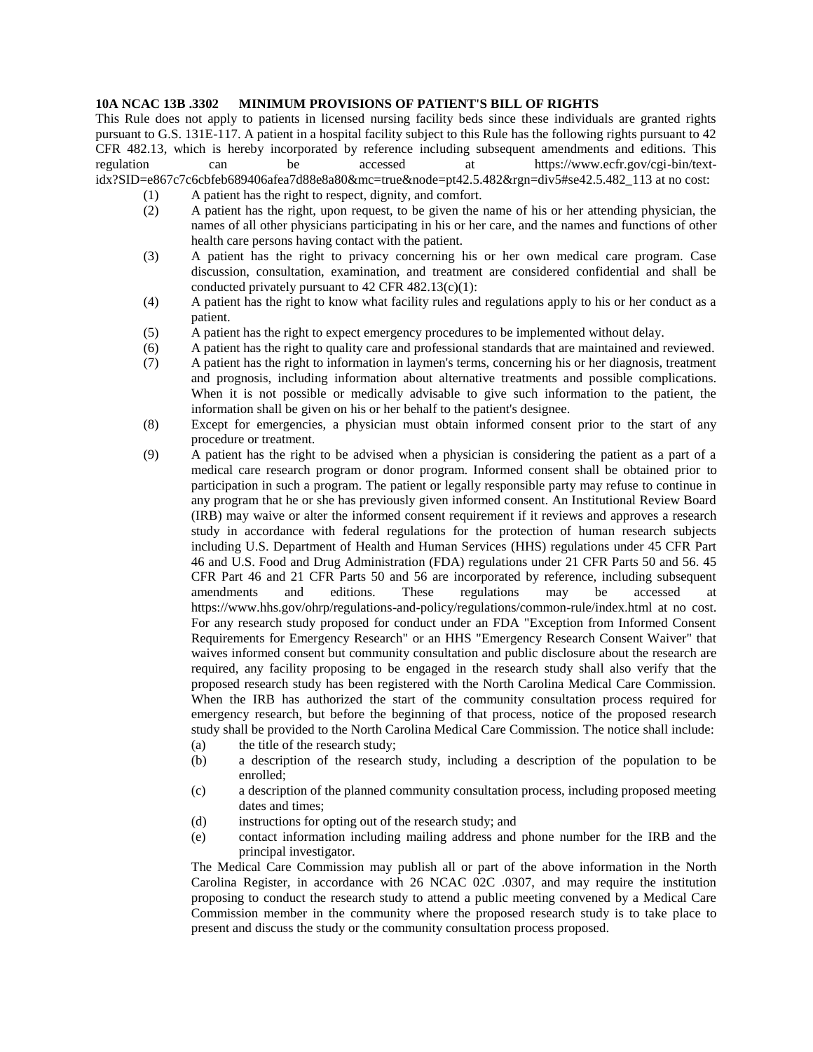**10A NCAC 13B .3302 MINIMUM PROVISIONS OF PATIENT'S BILL OF RIGHTS**

This Rule does not apply to patients in licensed nursing facility beds since these individuals are granted rights pursuant to G.S. 131E-117. A patient in a hospital facility subject to this Rule has the following rights pursuant to 42 CFR 482.13, which is hereby incorporated by reference including subsequent amendments and editions. This regulation can be accessed at https://www.ecfr.gov/cgi-bin/text-idx?SID=e867c7c6cbfeb689406afea7d88e8a80&mc=true&node=pt42.5.482&rgn=div5#se42.5.482_113 at no cost:

(1) A patient has the right to respect, dignity, and comfort.

(2) A patient has the right, upon request, to be given the name of his or her attending physician, the names of all other physicians participating in his or her care, and the names and functions of other health care persons having contact with the patient.

(3) A patient has the right to privacy concerning his or her own medical care program. Case discussion, consultation, examination, and treatment are considered confidential and shall be conducted privately pursuant to 42 CFR 482.13(c)(1):

(4) A patient has the right to know what facility rules and regulations apply to his or her conduct as a patient.

(5) A patient has the right to expect emergency procedures to be implemented without delay.

(6) A patient has the right to quality care and professional standards that are maintained and reviewed.

(7) A patient has the right to information in laymen's terms, concerning his or her diagnosis, treatment and prognosis, including information about alternative treatments and possible complications. When it is not possible or medically advisable to give such information to the patient, the information shall be given on his or her behalf to the patient's designee.

(8) Except for emergencies, a physician must obtain informed consent prior to the start of any procedure or treatment.

(9) A patient has the right to be advised when a physician is considering the patient as a part of a medical care research program or donor program. Informed consent shall be obtained prior to participation in such a program. The patient or legally responsible party may refuse to continue in any program that he or she has previously given informed consent. An Institutional Review Board (IRB) may waive or alter the informed consent requirement if it reviews and approves a research study in accordance with federal regulations for the protection of human research subjects including U.S. Department of Health and Human Services (HHS) regulations under 45 CFR Part 46 and U.S. Food and Drug Administration (FDA) regulations under 21 CFR Parts 50 and 56. 45 CFR Part 46 and 21 CFR Parts 50 and 56 are incorporated by reference, including subsequent amendments and editions. These regulations may be accessed at https://www.hhs.gov/ohrp/regulations-and-policy/regulations/common-rule/index.html at no cost. For any research study proposed for conduct under an FDA "Exception from Informed Consent Requirements for Emergency Research" or an HHS "Emergency Research Consent Waiver" that waives informed consent but community consultation and public disclosure about the research are required, any facility proposing to be engaged in the research study shall also verify that the proposed research study has been registered with the North Carolina Medical Care Commission. When the IRB has authorized the start of the community consultation process required for emergency research, but before the beginning of that process, notice of the proposed research study shall be provided to the North Carolina Medical Care Commission. The notice shall include:

   (a) the title of the research study;

   (b) a description of the research study, including a description of the population to be enrolled;

   (c) a description of the planned community consultation process, including proposed meeting dates and times;

   (d) instructions for opting out of the research study; and

   (e) contact information including mailing address and phone number for the IRB and the principal investigator.

   The Medical Care Commission may publish all or part of the above information in the North Carolina Register, in accordance with 26 NCAC 02C .0307, and may require the institution proposing to conduct the research study to attend a public meeting convened by a Medical Care Commission member in the community where the proposed research study is to take place to present and discuss the study or the community consultation process proposed.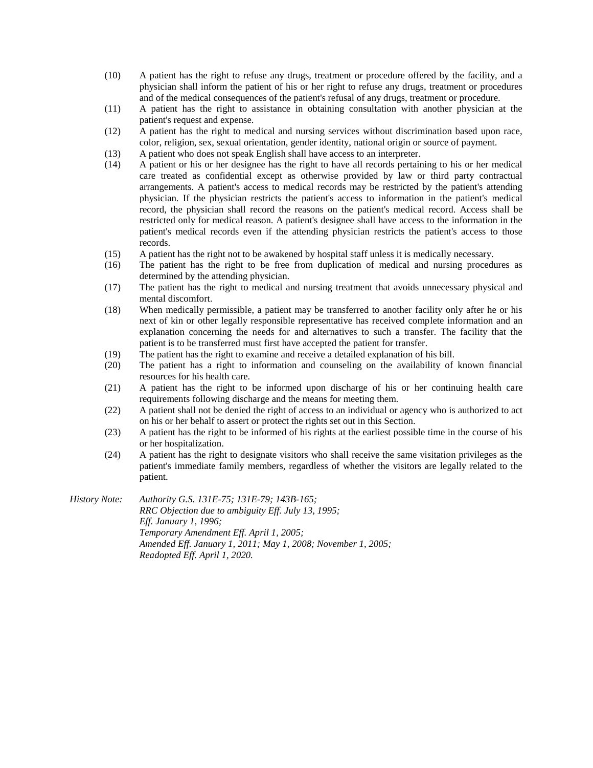(10) A patient has the right to refuse any drugs, treatment or procedure offered by the facility, and a physician shall inform the patient of his or her right to refuse any drugs, treatment or procedures and of the medical consequences of the patient's refusal of any drugs, treatment or procedure.

(11) A patient has the right to assistance in obtaining consultation with another physician at the patient's request and expense.

(12) A patient has the right to medical and nursing services without discrimination based upon race, color, religion, sex, sexual orientation, gender identity, national origin or source of payment.

(13) A patient who does not speak English shall have access to an interpreter.

(14) A patient or his or her designee has the right to have all records pertaining to his or her medical care treated as confidential except as otherwise provided by law or third party contractual arrangements. A patient's access to medical records may be restricted by the patient's attending physician. If the physician restricts the patient's access to information in the patient's medical record, the physician shall record the reasons on the patient's medical record. Access shall be restricted only for medical reason. A patient's designee shall have access to the information in the patient's medical records even if the attending physician restricts the patient's access to those records.

(15) A patient has the right not to be awakened by hospital staff unless it is medically necessary.

(16) The patient has the right to be free from duplication of medical and nursing procedures as determined by the attending physician.

(17) The patient has the right to medical and nursing treatment that avoids unnecessary physical and mental discomfort.

(18) When medically permissible, a patient may be transferred to another facility only after he or his next of kin or other legally responsible representative has received complete information and an explanation concerning the needs for and alternatives to such a transfer. The facility that the patient is to be transferred must first have accepted the patient for transfer.

(19) The patient has the right to examine and receive a detailed explanation of his bill.

(20) The patient has a right to information and counseling on the availability of known financial resources for his health care.

(21) A patient has the right to be informed upon discharge of his or her continuing health care requirements following discharge and the means for meeting them.

(22) A patient shall not be denied the right of access to an individual or agency who is authorized to act on his or her behalf to assert or protect the rights set out in this Section.

(23) A patient has the right to be informed of his rights at the earliest possible time in the course of his or her hospitalization.

(24) A patient has the right to designate visitors who shall receive the same visitation privileges as the patient's immediate family members, regardless of whether the visitors are legally related to the patient.

*History Note:* *Authority G.S. 131E-75; 131E-79; 143B-165;*
*RRC Objection due to ambiguity Eff. July 13, 1995;*
*Eff. January 1, 1996;*
*Temporary Amendment Eff. April 1, 2005;*
*Amended Eff. January 1, 2011; May 1, 2008; November 1, 2005;*
*Readopted Eff. April 1, 2020.*